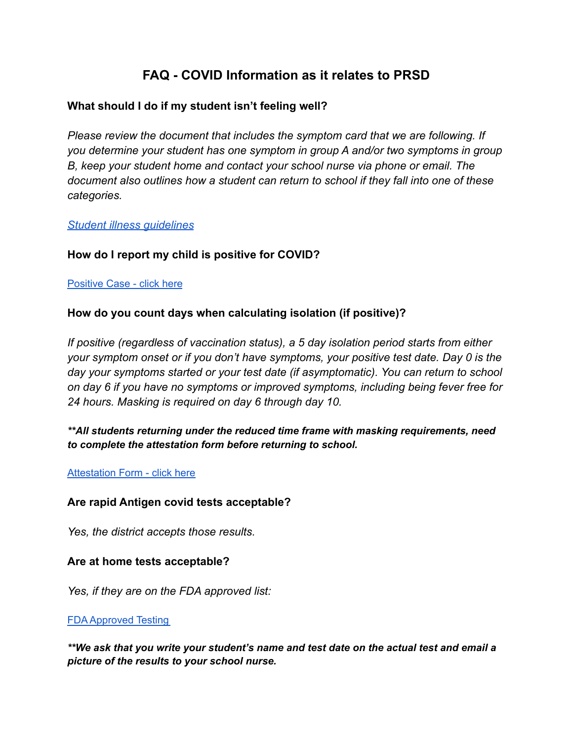# FAQ - COVID Information as it relates to PRSD

### What should I do if my student isn't feeling well?

*Please review the document that includes the symptom card that we are following. If you determine your student has one symptom in group A and/or two symptoms in group B, keep your student home and contact your school nurse via phone or email. The document also outlines how a student can return to school if they fall into one of these categories.*

*[Student illness guidelines]*

### How do I report my child is positive for COVID?

[Positive Case - click here]

### How do you count days when calculating isolation (if positive)?

*If positive (regardless of vaccination status), a 5 day isolation period starts from either your symptom onset or if you don't have symptoms, your positive test date. Day 0 is the day your symptoms started or your test date (if asymptomatic). You can return to school on day 6 if you have no symptoms or improved symptoms, including being fever free for 24 hours. Masking is required on day 6 through day 10.*

***\*\*All students returning under the reduced time frame with masking requirements, need to complete the attestation form before returning to school.***

[Attestation Form - click here]

### Are rapid Antigen covid tests acceptable?

*Yes, the district accepts those results.*

### Are at home tests acceptable?

*Yes, if they are on the FDA approved list:*

[FDA Approved Testing]

***\*\*We ask that you write your student's name and test date on the actual test and email a picture of the results to your school nurse.***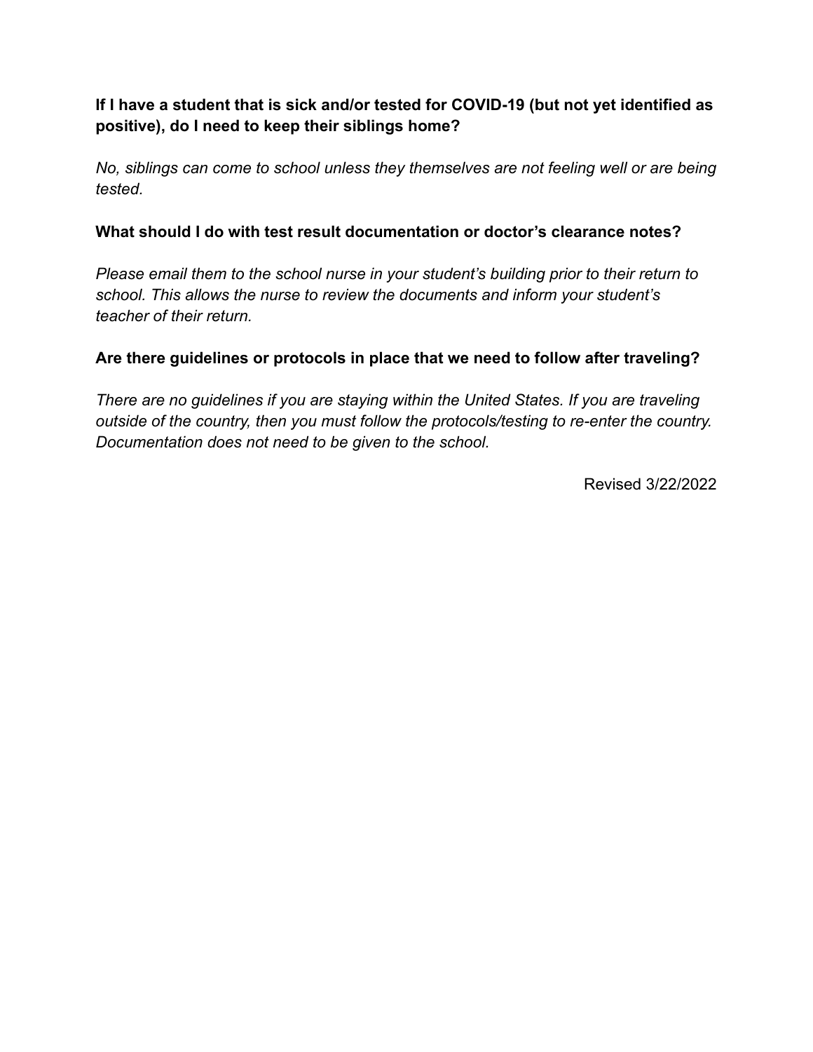**If I have a student that is sick and/or tested for COVID-19 (but not yet identified as positive), do I need to keep their siblings home?**

*No, siblings can come to school unless they themselves are not feeling well or are being tested.*

**What should I do with test result documentation or doctor's clearance notes?**

*Please email them to the school nurse in your student's building prior to their return to school. This allows the nurse to review the documents and inform your student's teacher of their return.*

**Are there guidelines or protocols in place that we need to follow after traveling?**

*There are no guidelines if you are staying within the United States. If you are traveling outside of the country, then you must follow the protocols/testing to re-enter the country. Documentation does not need to be given to the school.*

Revised 3/22/2022